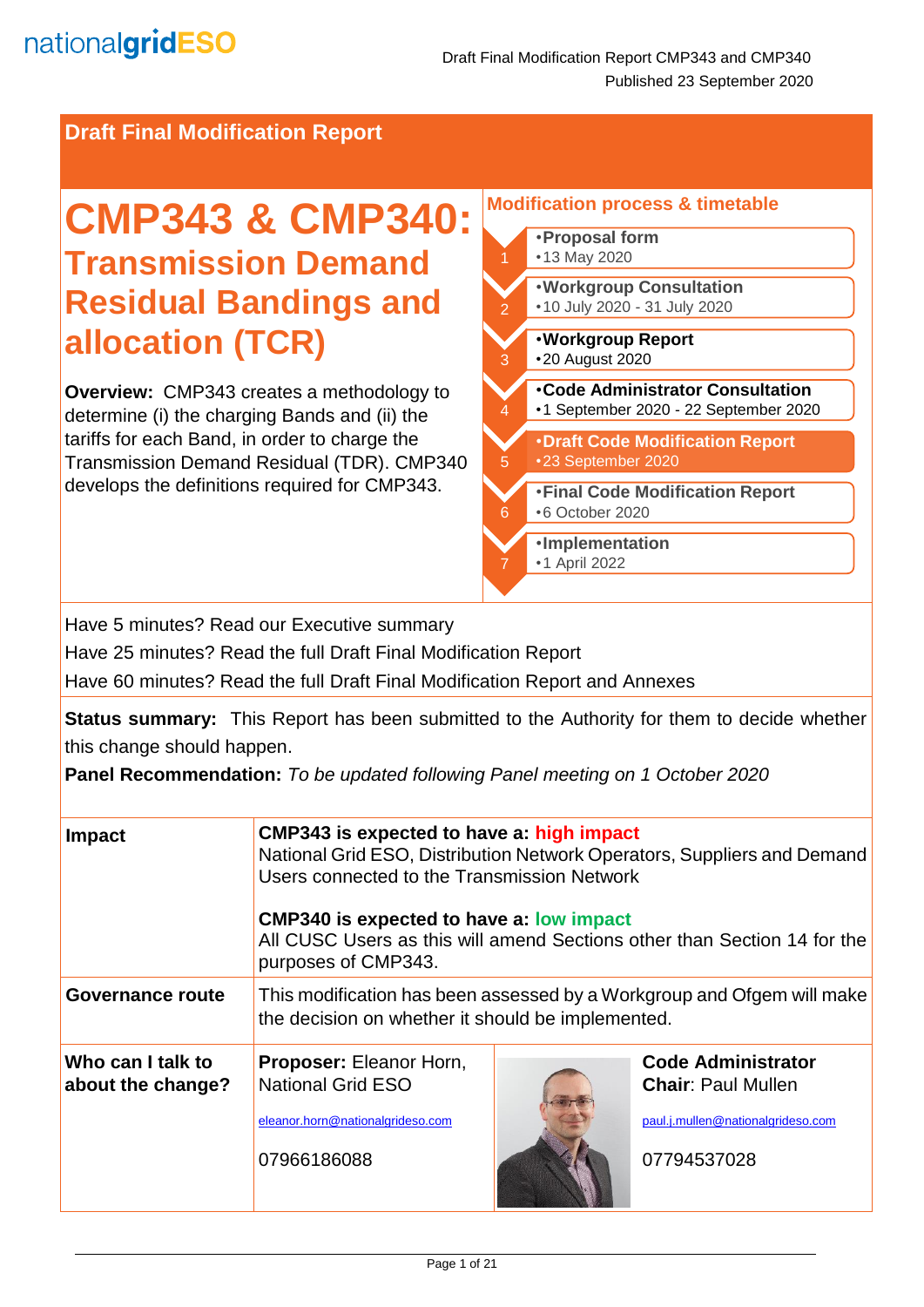# Draft Final Modification Report

# CMP343 & CMP340: Transmission Demand Residual Bandings and allocation (TCR)

**Overview:** CMP343 creates a methodology to determine (i) the charging Bands and (ii) the tariffs for each Band, in order to charge the Transmission Demand Residual (TDR). CMP340 develops the definitions required for CMP343.

## Modification process & timetable

1. **Proposal form**
   - 13 May 2020
2. **Workgroup Consultation**
   - 10 July 2020 - 31 July 2020
3. **Workgroup Report**
   - 20 August 2020
4. **Code Administrator Consultation**
   - 1 September 2020 - 22 September 2020
5. **Draft Code Modification Report**
   - 23 September 2020
6. **Final Code Modification Report**
   - 6 October 2020
7. **Implementation**
   - 1 April 2022

Have 5 minutes? Read our Executive summary

Have 25 minutes? Read the full Draft Final Modification Report

Have 60 minutes? Read the full Draft Final Modification Report and Annexes

**Status summary:** This Report has been submitted to the Authority for them to decide whether this change should happen.

**Panel Recommendation:** *To be updated following Panel meeting on 1 October 2020*

| | | |
|---|---|---|
| **Impact** | **CMP343 is expected to have a: high impact**<br>National Grid ESO, Distribution Network Operators, Suppliers and Demand Users connected to the Transmission Network<br><br>**CMP340 is expected to have a: low impact**<br>All CUSC Users as this will amend Sections other than Section 14 for the purposes of CMP343. | |
| **Governance route** | This modification has been assessed by a Workgroup and Ofgem will make the decision on whether it should be implemented. | |
| **Who can I talk to about the change?** | **Proposer:** Eleanor Horn, National Grid ESO<br><br>eleanor.horn@nationalgrideso.com<br><br>07966186088 | **Code Administrator Chair**: Paul Mullen<br><br>paul.j.mullen@nationalgrideso.com<br><br>07794537028 |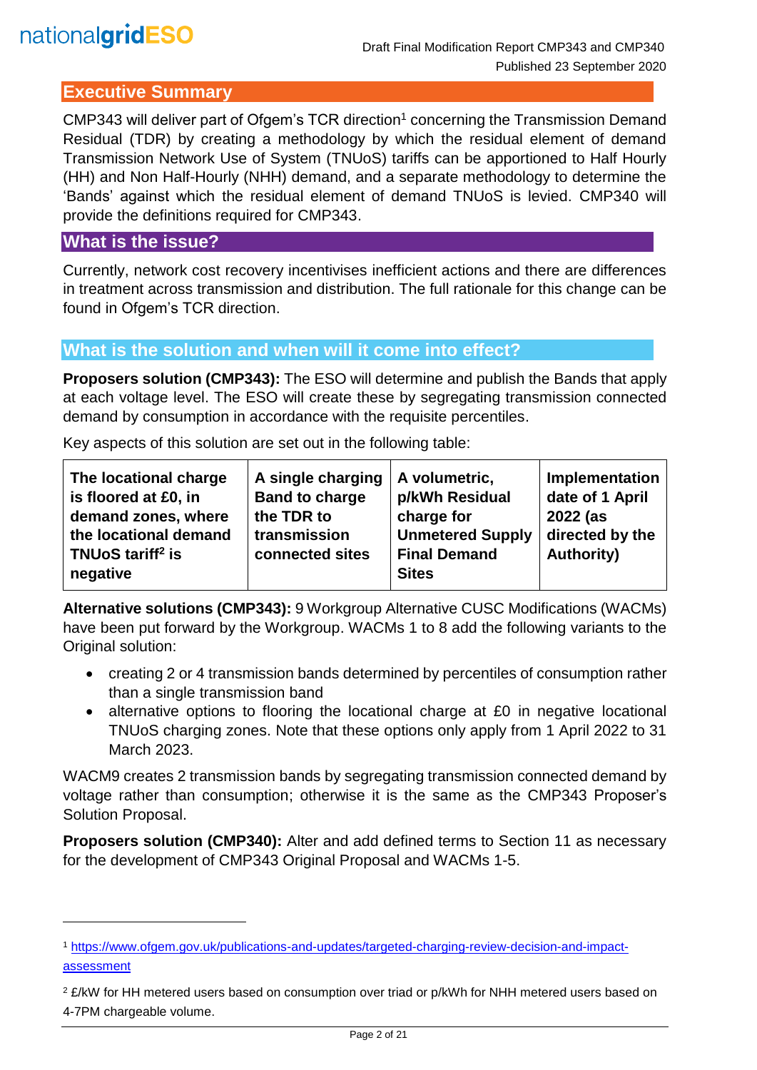## Executive Summary

CMP343 will deliver part of Ofgem's TCR direction[1] concerning the Transmission Demand Residual (TDR) by creating a methodology by which the residual element of demand Transmission Network Use of System (TNUoS) tariffs can be apportioned to Half Hourly (HH) and Non Half-Hourly (NHH) demand, and a separate methodology to determine the 'Bands' against which the residual element of demand TNUoS is levied. CMP340 will provide the definitions required for CMP343.

## What is the issue?

Currently, network cost recovery incentivises inefficient actions and there are differences in treatment across transmission and distribution. The full rationale for this change can be found in Ofgem's TCR direction.

## What is the solution and when will it come into effect?

**Proposers solution (CMP343):** The ESO will determine and publish the Bands that apply at each voltage level. The ESO will create these by segregating transmission connected demand by consumption in accordance with the requisite percentiles.

Key aspects of this solution are set out in the following table:

| **The locational charge is floored at £0, in demand zones, where the locational demand TNUoS tariff[2] is negative** | **A single charging Band to charge the TDR to transmission connected sites** | **A volumetric, p/kWh Residual charge for Unmetered Supply Final Demand Sites** | **Implementation date of 1 April 2022 (as directed by the Authority)** |
|---|---|---|---|

**Alternative solutions (CMP343):** 9 Workgroup Alternative CUSC Modifications (WACMs) have been put forward by the Workgroup. WACMs 1 to 8 add the following variants to the Original solution:

- creating 2 or 4 transmission bands determined by percentiles of consumption rather than a single transmission band
- alternative options to flooring the locational charge at £0 in negative locational TNUoS charging zones. Note that these options only apply from 1 April 2022 to 31 March 2023.

WACM9 creates 2 transmission bands by segregating transmission connected demand by voltage rather than consumption; otherwise it is the same as the CMP343 Proposer's Solution Proposal.

**Proposers solution (CMP340):** Alter and add defined terms to Section 11 as necessary for the development of CMP343 Original Proposal and WACMs 1-5.

---

[1] https://www.ofgem.gov.uk/publications-and-updates/targeted-charging-review-decision-and-impact-assessment

[2] £/kW for HH metered users based on consumption over triad or p/kWh for NHH metered users based on 4-7PM chargeable volume.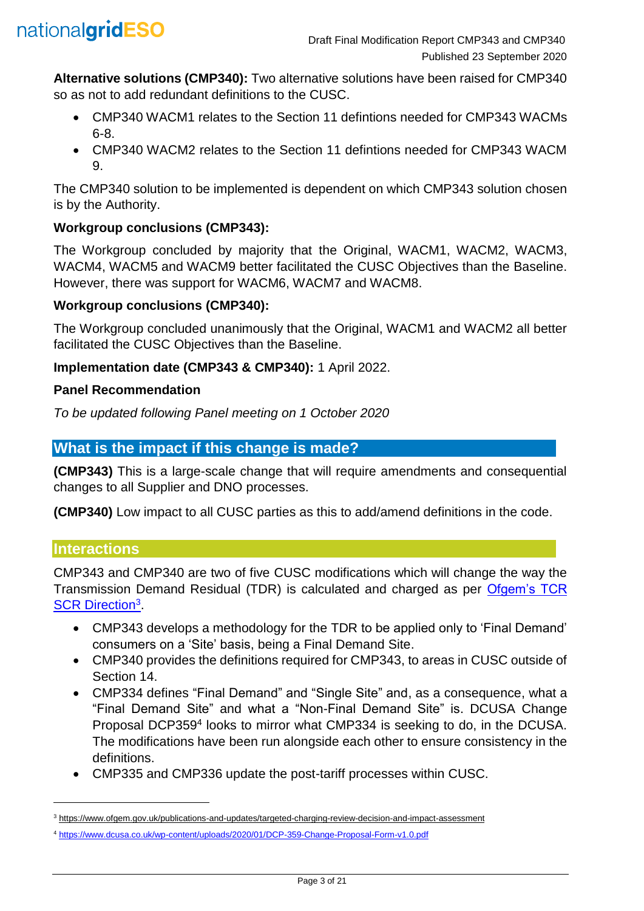**Alternative solutions (CMP340):** Two alternative solutions have been raised for CMP340 so as not to add redundant definitions to the CUSC.

- CMP340 WACM1 relates to the Section 11 defintions needed for CMP343 WACMs 6-8.
- CMP340 WACM2 relates to the Section 11 defintions needed for CMP343 WACM 9.

The CMP340 solution to be implemented is dependent on which CMP343 solution chosen is by the Authority.

**Workgroup conclusions (CMP343):**

The Workgroup concluded by majority that the Original, WACM1, WACM2, WACM3, WACM4, WACM5 and WACM9 better facilitated the CUSC Objectives than the Baseline. However, there was support for WACM6, WACM7 and WACM8.

**Workgroup conclusions (CMP340):**

The Workgroup concluded unanimously that the Original, WACM1 and WACM2 all better facilitated the CUSC Objectives than the Baseline.

**Implementation date (CMP343 & CMP340):** 1 April 2022.

**Panel Recommendation**

*To be updated following Panel meeting on 1 October 2020*

## What is the impact if this change is made?

**(CMP343)** This is a large-scale change that will require amendments and consequential changes to all Supplier and DNO processes.

**(CMP340)** Low impact to all CUSC parties as this to add/amend definitions in the code.

## Interactions

CMP343 and CMP340 are two of five CUSC modifications which will change the way the Transmission Demand Residual (TDR) is calculated and charged as per Ofgem's TCR SCR Direction[3].

- CMP343 develops a methodology for the TDR to be applied only to 'Final Demand' consumers on a 'Site' basis, being a Final Demand Site.
- CMP340 provides the definitions required for CMP343, to areas in CUSC outside of Section 14.
- CMP334 defines "Final Demand" and "Single Site" and, as a consequence, what a "Final Demand Site" and what a "Non-Final Demand Site" is. DCUSA Change Proposal DCP359[4] looks to mirror what CMP334 is seeking to do, in the DCUSA. The modifications have been run alongside each other to ensure consistency in the definitions.
- CMP335 and CMP336 update the post-tariff processes within CUSC.

[3] https://www.ofgem.gov.uk/publications-and-updates/targeted-charging-review-decision-and-impact-assessment

[4] https://www.dcusa.co.uk/wp-content/uploads/2020/01/DCP-359-Change-Proposal-Form-v1.0.pdf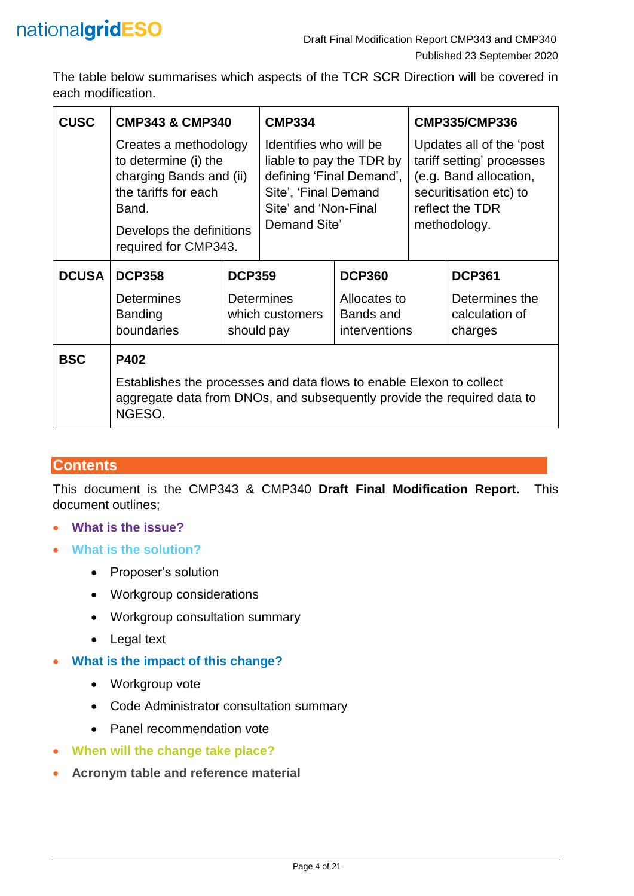The table below summarises which aspects of the TCR SCR Direction will be covered in each modification.

| | | | | |
|---|---|---|---|---|
| **CUSC** | **CMP343 & CMP340**<br>Creates a methodology to determine (i) the charging Bands and (ii) the tariffs for each Band.<br>Develops the definitions required for CMP343. | | **CMP334**<br>Identifies who will be liable to pay the TDR by defining 'Final Demand', Site', 'Final Demand Site' and 'Non-Final Demand Site' | **CMP335/CMP336**<br>Updates all of the 'post tariff setting' processes (e.g. Band allocation, securitisation etc) to reflect the TDR methodology. |
| **DCUSA** | **DCP358**<br>Determines Banding boundaries | **DCP359**<br>Determines which customers should pay | **DCP360**<br>Allocates to Bands and interventions | **DCP361**<br>Determines the calculation of charges |
| **BSC** | **P402**<br>Establishes the processes and data flows to enable Elexon to collect aggregate data from DNOs, and subsequently provide the required data to NGESO. | | | |

## Contents

This document is the CMP343 & CMP340 **Draft Final Modification Report.** This document outlines;

- **What is the issue?**
- **What is the solution?**
  - Proposer's solution
  - Workgroup considerations
  - Workgroup consultation summary
  - Legal text
- **What is the impact of this change?**
  - Workgroup vote
  - Code Administrator consultation summary
  - Panel recommendation vote
- **When will the change take place?**
- **Acronym table and reference material**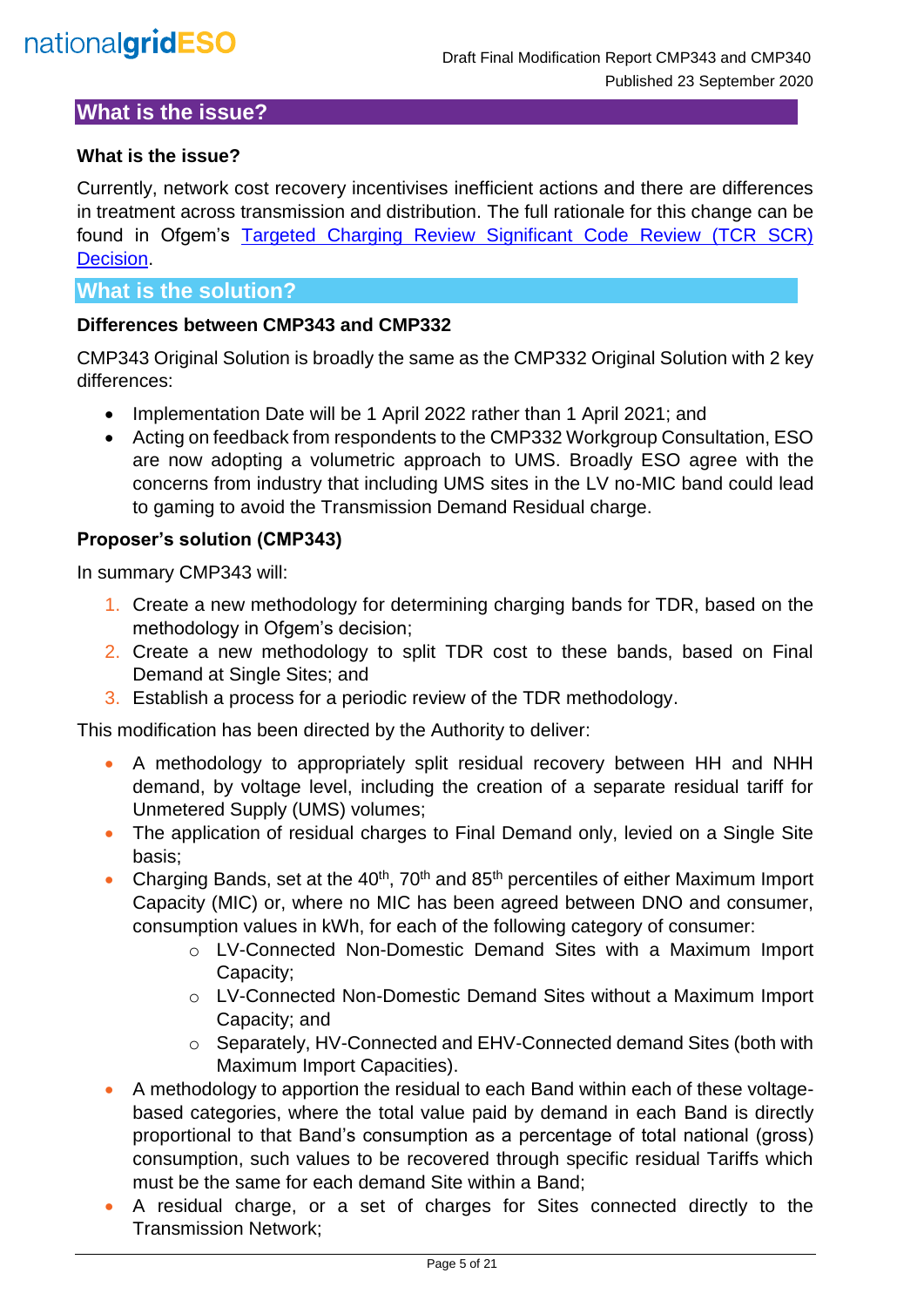## What is the issue?

### What is the issue?

Currently, network cost recovery incentivises inefficient actions and there are differences in treatment across transmission and distribution. The full rationale for this change can be found in Ofgem's [Targeted Charging Review Significant Code Review (TCR SCR) Decision](#).

## What is the solution?

### Differences between CMP343 and CMP332

CMP343 Original Solution is broadly the same as the CMP332 Original Solution with 2 key differences:

- Implementation Date will be 1 April 2022 rather than 1 April 2021; and
- Acting on feedback from respondents to the CMP332 Workgroup Consultation, ESO are now adopting a volumetric approach to UMS. Broadly ESO agree with the concerns from industry that including UMS sites in the LV no-MIC band could lead to gaming to avoid the Transmission Demand Residual charge.

### Proposer's solution (CMP343)

In summary CMP343 will:

1. Create a new methodology for determining charging bands for TDR, based on the methodology in Ofgem's decision;
2. Create a new methodology to split TDR cost to these bands, based on Final Demand at Single Sites; and
3. Establish a process for a periodic review of the TDR methodology.

This modification has been directed by the Authority to deliver:

- A methodology to appropriately split residual recovery between HH and NHH demand, by voltage level, including the creation of a separate residual tariff for Unmetered Supply (UMS) volumes;
- The application of residual charges to Final Demand only, levied on a Single Site basis;
- Charging Bands, set at the 40th, 70th and 85th percentiles of either Maximum Import Capacity (MIC) or, where no MIC has been agreed between DNO and consumer, consumption values in kWh, for each of the following category of consumer:
  - LV-Connected Non-Domestic Demand Sites with a Maximum Import Capacity;
  - LV-Connected Non-Domestic Demand Sites without a Maximum Import Capacity; and
  - Separately, HV-Connected and EHV-Connected demand Sites (both with Maximum Import Capacities).
- A methodology to apportion the residual to each Band within each of these voltage-based categories, where the total value paid by demand in each Band is directly proportional to that Band's consumption as a percentage of total national (gross) consumption, such values to be recovered through specific residual Tariffs which must be the same for each demand Site within a Band;
- A residual charge, or a set of charges for Sites connected directly to the Transmission Network;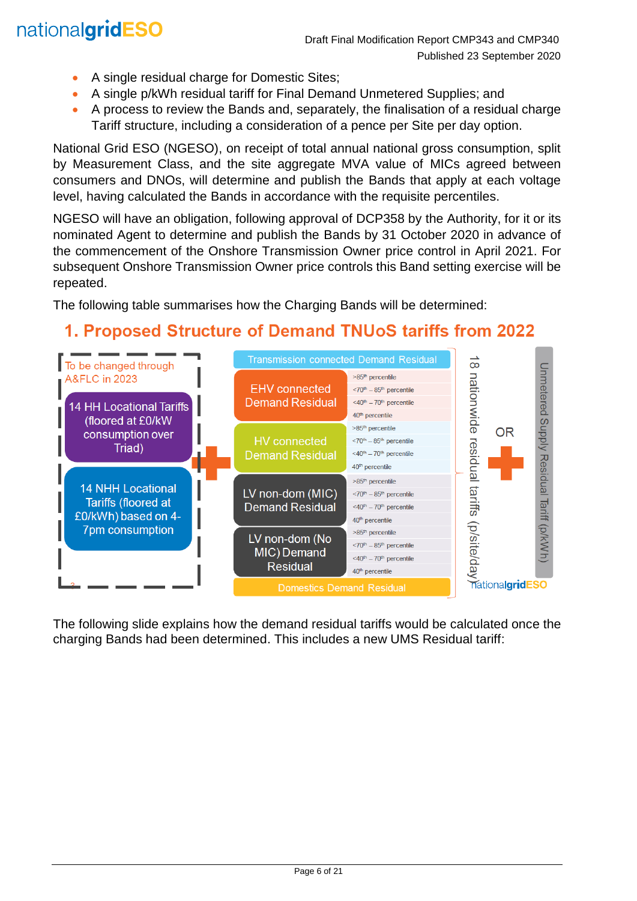- A single residual charge for Domestic Sites;
- A single p/kWh residual tariff for Final Demand Unmetered Supplies; and
- A process to review the Bands and, separately, the finalisation of a residual charge Tariff structure, including a consideration of a pence per Site per day option.

National Grid ESO (NGESO), on receipt of total annual national gross consumption, split by Measurement Class, and the site aggregate MVA value of MICs agreed between consumers and DNOs, will determine and publish the Bands that apply at each voltage level, having calculated the Bands in accordance with the requisite percentiles.

NGESO will have an obligation, following approval of DCP358 by the Authority, for it or its nominated Agent to determine and publish the Bands by 31 October 2020 in advance of the commencement of the Onshore Transmission Owner price control in April 2021. For subsequent Onshore Transmission Owner price controls this Band setting exercise will be repeated.

The following table summarises how the Charging Bands will be determined:

## 1. Proposed Structure of Demand TNUoS tariffs from 2022

To be changed through A&FLC in 2023

- 14 HH Locational Tariffs (floored at £0/kW consumption over Triad)
- 14 NHH Locational Tariffs (floored at £0/kWh) based on 4-7pm consumption

+

| Residual | Percentile bands |
|---|---|
| Transmission connected Demand Residual | |
| EHV connected Demand Residual | >85th percentile; <70th – 85th percentile; <40th – 70th percentile; 40th percentile |
| HV connected Demand Residual | >85th percentile; <70th – 85th percentile; <40th – 70th percentile; 40th percentile |
| LV non-dom (MIC) Demand Residual | >85th percentile; <70th – 85th percentile; <40th – 70th percentile; 40th percentile |
| LV non-dom (No MIC) Demand Residual | >85th percentile; <70th – 85th percentile; <40th – 70th percentile; 40th percentile |
| Domestics Demand Residual | |

18 nationwide residual tariffs (p/site/day)

OR +

Unmetered Supply Residual Tariff (p/kWh)

The following slide explains how the demand residual tariffs would be calculated once the charging Bands had been determined. This includes a new UMS Residual tariff: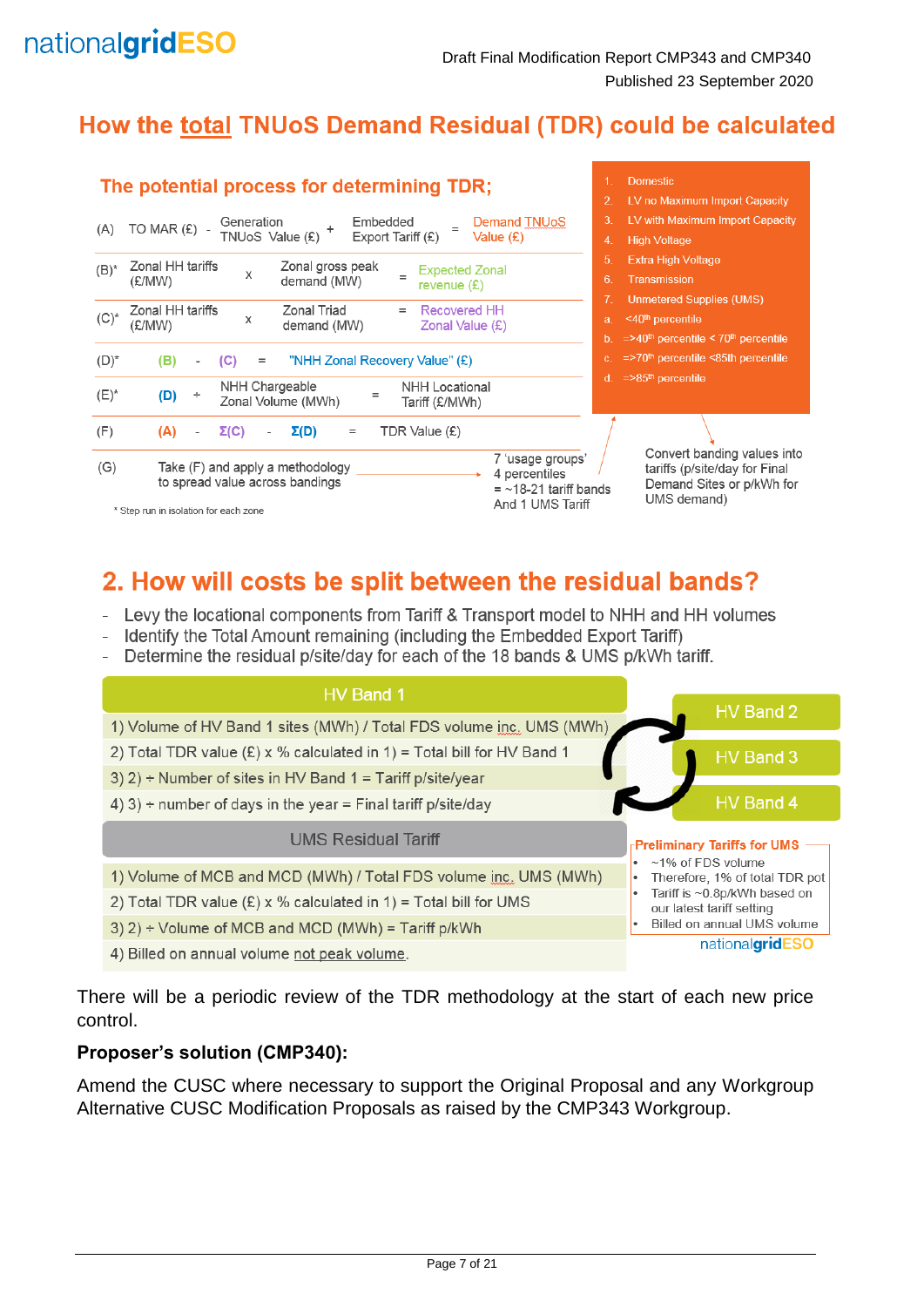## How the total TNUoS Demand Residual (TDR) could be calculated

### The potential process for determining TDR;

| | | | | | | | |
|---|---|---|---|---|---|---|---|
| (A) | TO MAR (£) | - | Generation TNUoS Value (£) | + | Embedded Export Tariff (£) | = | Demand TNUoS Value (£) |
| (B)* | Zonal HH tariffs (£/MW) | x | Zonal gross peak demand (MW) | | | = | Expected Zonal revenue (£) |
| (C)* | Zonal HH tariffs (£/MW) | x | Zonal Triad demand (MW) | | | = | Recovered HH Zonal Value (£) |
| (D)* | (B) | - | (C) | | | = | "NHH Zonal Recovery Value" (£) |
| (E)* | (D) | ÷ | NHH Chargeable Zonal Volume (MWh) | | | = | NHH Locational Tariff (£/MWh) |
| (F) | (A) | - | Σ(C) | - | Σ(D) | = | TDR Value (£) |

(G) Take (F) and apply a methodology to spread value across bandings → 7 'usage groups' 4 percentiles = ~18-21 tariff bands And 1 UMS Tariff

\* Step run in isolation for each zone

1. Domestic
2. LV no Maximum Import Capacity
3. LV with Maximum Import Capacity
4. High Voltage
5. Extra High Voltage
6. Transmission
7. Unmetered Supplies (UMS)

a. <40th percentile
b. =>40th percentile < 70th percentile
c. =>70th percentile <85th percentile
d. =>85th percentile

Convert banding values into tariffs (p/site/day for Final Demand Sites or p/kWh for UMS demand)

## 2. How will costs be split between the residual bands?

- Levy the locational components from Tariff & Transport model to NHH and HH volumes
- Identify the Total Amount remaining (including the Embedded Export Tariff)
- Determine the residual p/site/day for each of the 18 bands & UMS p/kWh tariff.

**HV Band 1**

1) Volume of HV Band 1 sites (MWh) / Total FDS volume inc. UMS (MWh)
2) Total TDR value (£) x % calculated in 1) = Total bill for HV Band 1
3) 2) ÷ Number of sites in HV Band 1 = Tariff p/site/year
4) 3) ÷ number of days in the year = Final tariff p/site/day

HV Band 2 | HV Band 3 | HV Band 4

**UMS Residual Tariff**

1) Volume of MCB and MCD (MWh) / Total FDS volume inc. UMS (MWh)
2) Total TDR value (£) x % calculated in 1) = Total bill for UMS
3) 2) ÷ Volume of MCB and MCD (MWh) = Tariff p/kWh
4) Billed on annual volume not peak volume.

**Preliminary Tariffs for UMS**

- ~1% of FDS volume
- Therefore, 1% of total TDR pot
- Tariff is ~0.8p/kWh based on our latest tariff setting
- Billed on annual UMS volume

There will be a periodic review of the TDR methodology at the start of each new price control.

**Proposer's solution (CMP340):**

Amend the CUSC where necessary to support the Original Proposal and any Workgroup Alternative CUSC Modification Proposals as raised by the CMP343 Workgroup.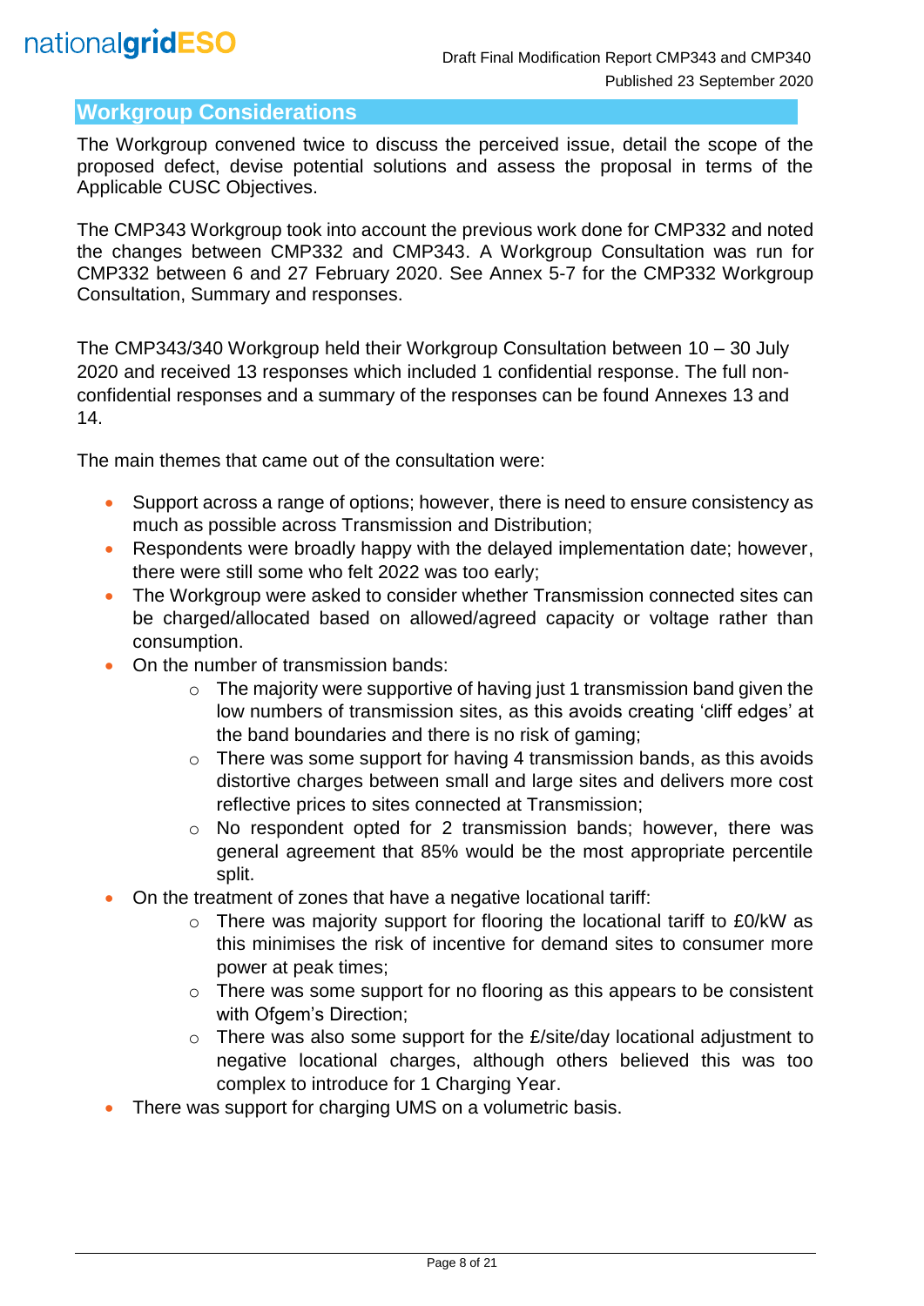## Workgroup Considerations

The Workgroup convened twice to discuss the perceived issue, detail the scope of the proposed defect, devise potential solutions and assess the proposal in terms of the Applicable CUSC Objectives.

The CMP343 Workgroup took into account the previous work done for CMP332 and noted the changes between CMP332 and CMP343. A Workgroup Consultation was run for CMP332 between 6 and 27 February 2020. See Annex 5-7 for the CMP332 Workgroup Consultation, Summary and responses.

The CMP343/340 Workgroup held their Workgroup Consultation between 10 – 30 July 2020 and received 13 responses which included 1 confidential response. The full non-confidential responses and a summary of the responses can be found Annexes 13 and 14.

The main themes that came out of the consultation were:

- Support across a range of options; however, there is need to ensure consistency as much as possible across Transmission and Distribution;
- Respondents were broadly happy with the delayed implementation date; however, there were still some who felt 2022 was too early;
- The Workgroup were asked to consider whether Transmission connected sites can be charged/allocated based on allowed/agreed capacity or voltage rather than consumption.
- On the number of transmission bands:
  - The majority were supportive of having just 1 transmission band given the low numbers of transmission sites, as this avoids creating 'cliff edges' at the band boundaries and there is no risk of gaming;
  - There was some support for having 4 transmission bands, as this avoids distortive charges between small and large sites and delivers more cost reflective prices to sites connected at Transmission;
  - No respondent opted for 2 transmission bands; however, there was general agreement that 85% would be the most appropriate percentile split.
- On the treatment of zones that have a negative locational tariff:
  - There was majority support for flooring the locational tariff to £0/kW as this minimises the risk of incentive for demand sites to consumer more power at peak times;
  - There was some support for no flooring as this appears to be consistent with Ofgem's Direction;
  - There was also some support for the £/site/day locational adjustment to negative locational charges, although others believed this was too complex to introduce for 1 Charging Year.
- There was support for charging UMS on a volumetric basis.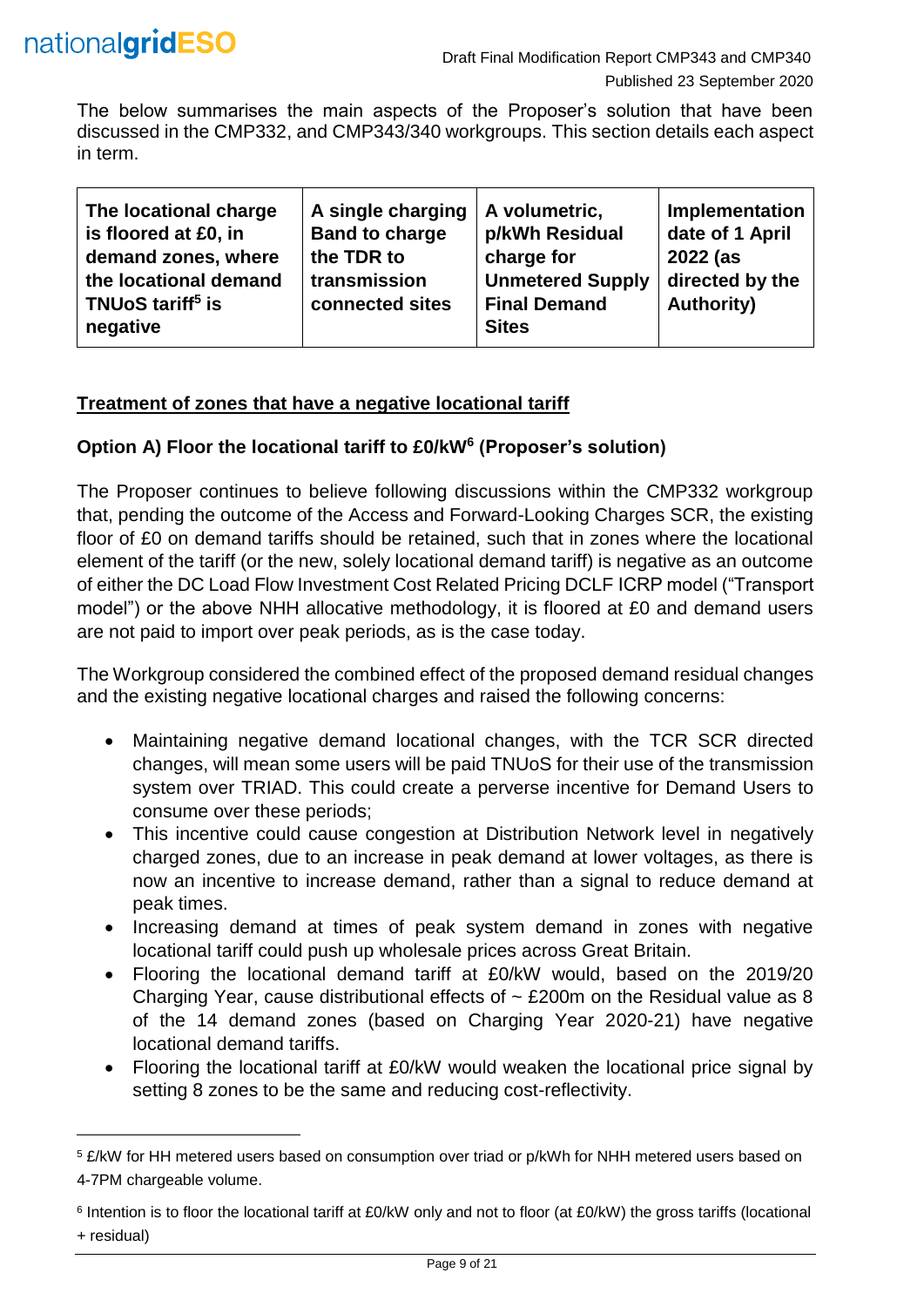The below summarises the main aspects of the Proposer's solution that have been discussed in the CMP332, and CMP343/340 workgroups. This section details each aspect in term.

| The locational charge is floored at £0, in demand zones, where the locational demand TNUoS tariff[5] is negative | A single charging Band to charge the TDR to transmission connected sites | A volumetric, p/kWh Residual charge for Unmetered Supply Final Demand Sites | Implementation date of 1 April 2022 (as directed by the Authority) |
|---|---|---|---|

**Treatment of zones that have a negative locational tariff**

**Option A) Floor the locational tariff to £0/kW[6] (Proposer's solution)**

The Proposer continues to believe following discussions within the CMP332 workgroup that, pending the outcome of the Access and Forward-Looking Charges SCR, the existing floor of £0 on demand tariffs should be retained, such that in zones where the locational element of the tariff (or the new, solely locational demand tariff) is negative as an outcome of either the DC Load Flow Investment Cost Related Pricing DCLF ICRP model ("Transport model") or the above NHH allocative methodology, it is floored at £0 and demand users are not paid to import over peak periods, as is the case today.

The Workgroup considered the combined effect of the proposed demand residual changes and the existing negative locational charges and raised the following concerns:

- Maintaining negative demand locational changes, with the TCR SCR directed changes, will mean some users will be paid TNUoS for their use of the transmission system over TRIAD. This could create a perverse incentive for Demand Users to consume over these periods;
- This incentive could cause congestion at Distribution Network level in negatively charged zones, due to an increase in peak demand at lower voltages, as there is now an incentive to increase demand, rather than a signal to reduce demand at peak times.
- Increasing demand at times of peak system demand in zones with negative locational tariff could push up wholesale prices across Great Britain.
- Flooring the locational demand tariff at £0/kW would, based on the 2019/20 Charging Year, cause distributional effects of ~ £200m on the Residual value as 8 of the 14 demand zones (based on Charging Year 2020-21) have negative locational demand tariffs.
- Flooring the locational tariff at £0/kW would weaken the locational price signal by setting 8 zones to be the same and reducing cost-reflectivity.

---

[5] £/kW for HH metered users based on consumption over triad or p/kWh for NHH metered users based on 4-7PM chargeable volume.

[6] Intention is to floor the locational tariff at £0/kW only and not to floor (at £0/kW) the gross tariffs (locational + residual)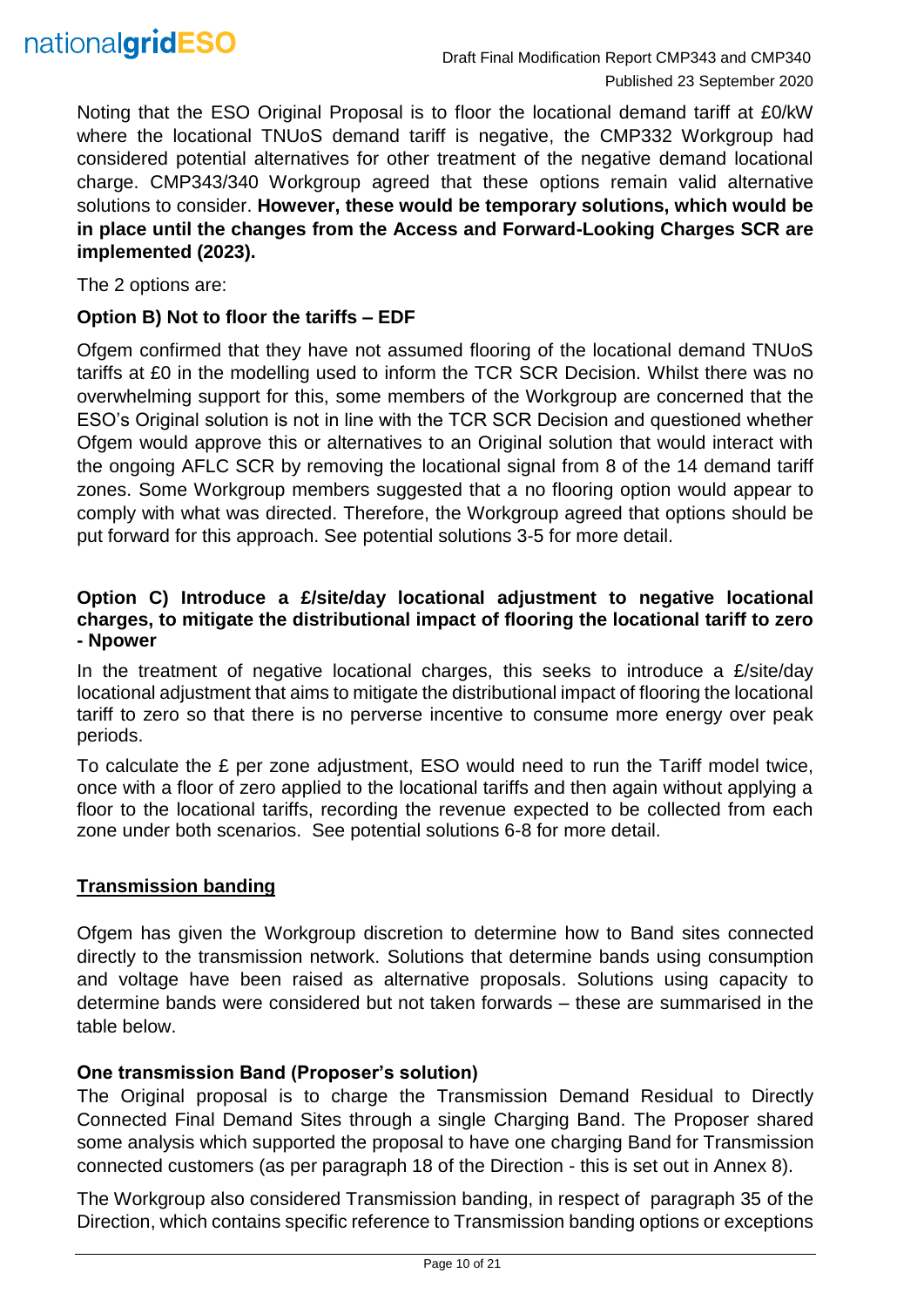Noting that the ESO Original Proposal is to floor the locational demand tariff at £0/kW where the locational TNUoS demand tariff is negative, the CMP332 Workgroup had considered potential alternatives for other treatment of the negative demand locational charge. CMP343/340 Workgroup agreed that these options remain valid alternative solutions to consider. **However, these would be temporary solutions, which would be in place until the changes from the Access and Forward-Looking Charges SCR are implemented (2023).**

The 2 options are:

**Option B) Not to floor the tariffs – EDF**

Ofgem confirmed that they have not assumed flooring of the locational demand TNUoS tariffs at £0 in the modelling used to inform the TCR SCR Decision. Whilst there was no overwhelming support for this, some members of the Workgroup are concerned that the ESO's Original solution is not in line with the TCR SCR Decision and questioned whether Ofgem would approve this or alternatives to an Original solution that would interact with the ongoing AFLC SCR by removing the locational signal from 8 of the 14 demand tariff zones. Some Workgroup members suggested that a no flooring option would appear to comply with what was directed. Therefore, the Workgroup agreed that options should be put forward for this approach. See potential solutions 3-5 for more detail.

**Option C) Introduce a £/site/day locational adjustment to negative locational charges, to mitigate the distributional impact of flooring the locational tariff to zero - Npower**

In the treatment of negative locational charges, this seeks to introduce a £/site/day locational adjustment that aims to mitigate the distributional impact of flooring the locational tariff to zero so that there is no perverse incentive to consume more energy over peak periods.

To calculate the £ per zone adjustment, ESO would need to run the Tariff model twice, once with a floor of zero applied to the locational tariffs and then again without applying a floor to the locational tariffs, recording the revenue expected to be collected from each zone under both scenarios. See potential solutions 6-8 for more detail.

**<u>Transmission banding</u>**

Ofgem has given the Workgroup discretion to determine how to Band sites connected directly to the transmission network. Solutions that determine bands using consumption and voltage have been raised as alternative proposals. Solutions using capacity to determine bands were considered but not taken forwards – these are summarised in the table below.

**One transmission Band (Proposer's solution)**

The Original proposal is to charge the Transmission Demand Residual to Directly Connected Final Demand Sites through a single Charging Band. The Proposer shared some analysis which supported the proposal to have one charging Band for Transmission connected customers (as per paragraph 18 of the Direction - this is set out in Annex 8).

The Workgroup also considered Transmission banding, in respect of paragraph 35 of the Direction, which contains specific reference to Transmission banding options or exceptions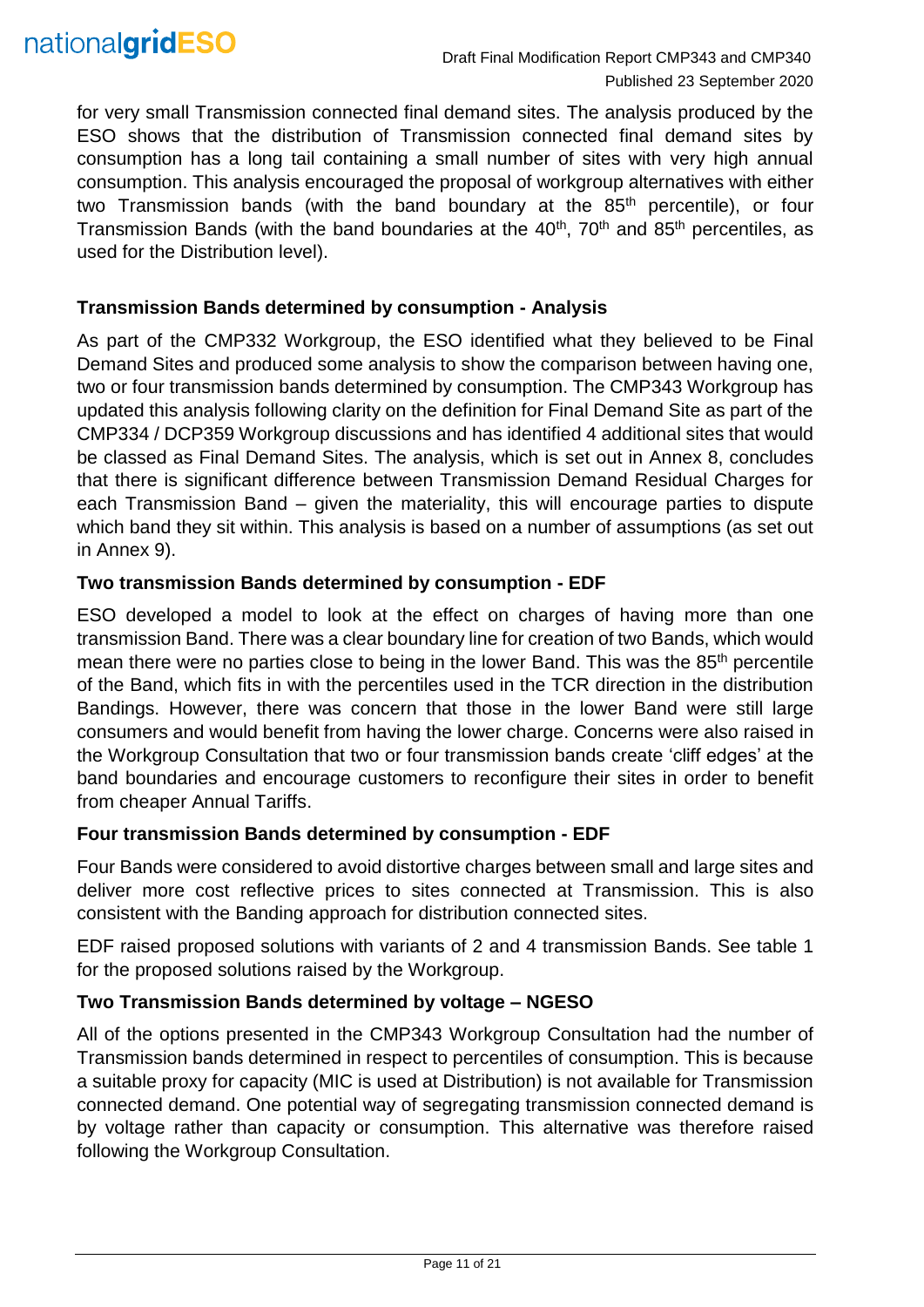for very small Transmission connected final demand sites. The analysis produced by the ESO shows that the distribution of Transmission connected final demand sites by consumption has a long tail containing a small number of sites with very high annual consumption. This analysis encouraged the proposal of workgroup alternatives with either two Transmission bands (with the band boundary at the 85th percentile), or four Transmission Bands (with the band boundaries at the 40th, 70th and 85th percentiles, as used for the Distribution level).

**Transmission Bands determined by consumption - Analysis**

As part of the CMP332 Workgroup, the ESO identified what they believed to be Final Demand Sites and produced some analysis to show the comparison between having one, two or four transmission bands determined by consumption. The CMP343 Workgroup has updated this analysis following clarity on the definition for Final Demand Site as part of the CMP334 / DCP359 Workgroup discussions and has identified 4 additional sites that would be classed as Final Demand Sites. The analysis, which is set out in Annex 8, concludes that there is significant difference between Transmission Demand Residual Charges for each Transmission Band – given the materiality, this will encourage parties to dispute which band they sit within. This analysis is based on a number of assumptions (as set out in Annex 9).

**Two transmission Bands determined by consumption - EDF**

ESO developed a model to look at the effect on charges of having more than one transmission Band. There was a clear boundary line for creation of two Bands, which would mean there were no parties close to being in the lower Band. This was the 85th percentile of the Band, which fits in with the percentiles used in the TCR direction in the distribution Bandings. However, there was concern that those in the lower Band were still large consumers and would benefit from having the lower charge. Concerns were also raised in the Workgroup Consultation that two or four transmission bands create 'cliff edges' at the band boundaries and encourage customers to reconfigure their sites in order to benefit from cheaper Annual Tariffs.

**Four transmission Bands determined by consumption - EDF**

Four Bands were considered to avoid distortive charges between small and large sites and deliver more cost reflective prices to sites connected at Transmission. This is also consistent with the Banding approach for distribution connected sites.

EDF raised proposed solutions with variants of 2 and 4 transmission Bands. See table 1 for the proposed solutions raised by the Workgroup.

**Two Transmission Bands determined by voltage – NGESO**

All of the options presented in the CMP343 Workgroup Consultation had the number of Transmission bands determined in respect to percentiles of consumption. This is because a suitable proxy for capacity (MIC is used at Distribution) is not available for Transmission connected demand. One potential way of segregating transmission connected demand is by voltage rather than capacity or consumption. This alternative was therefore raised following the Workgroup Consultation.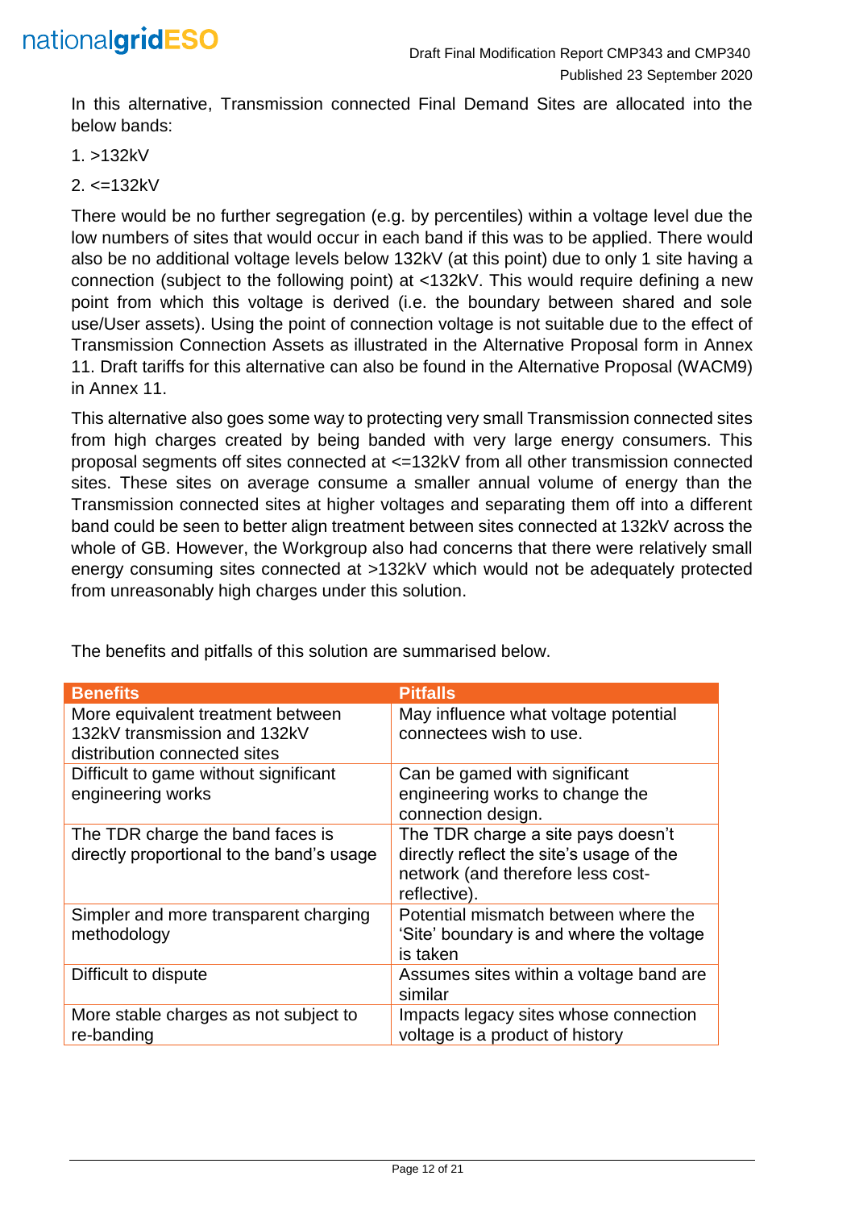In this alternative, Transmission connected Final Demand Sites are allocated into the below bands:

1. >132kV
2. <=132kV

There would be no further segregation (e.g. by percentiles) within a voltage level due the low numbers of sites that would occur in each band if this was to be applied. There would also be no additional voltage levels below 132kV (at this point) due to only 1 site having a connection (subject to the following point) at <132kV. This would require defining a new point from which this voltage is derived (i.e. the boundary between shared and sole use/User assets). Using the point of connection voltage is not suitable due to the effect of Transmission Connection Assets as illustrated in the Alternative Proposal form in Annex 11. Draft tariffs for this alternative can also be found in the Alternative Proposal (WACM9) in Annex 11.

This alternative also goes some way to protecting very small Transmission connected sites from high charges created by being banded with very large energy consumers. This proposal segments off sites connected at <=132kV from all other transmission connected sites. These sites on average consume a smaller annual volume of energy than the Transmission connected sites at higher voltages and separating them off into a different band could be seen to better align treatment between sites connected at 132kV across the whole of GB. However, the Workgroup also had concerns that there were relatively small energy consuming sites connected at >132kV which would not be adequately protected from unreasonably high charges under this solution.

The benefits and pitfalls of this solution are summarised below.

| Benefits | Pitfalls |
|---|---|
| More equivalent treatment between 132kV transmission and 132kV distribution connected sites | May influence what voltage potential connectees wish to use. |
| Difficult to game without significant engineering works | Can be gamed with significant engineering works to change the connection design. |
| The TDR charge the band faces is directly proportional to the band's usage | The TDR charge a site pays doesn't directly reflect the site's usage of the network (and therefore less cost-reflective). |
| Simpler and more transparent charging methodology | Potential mismatch between where the 'Site' boundary is and where the voltage is taken |
| Difficult to dispute | Assumes sites within a voltage band are similar |
| More stable charges as not subject to re-banding | Impacts legacy sites whose connection voltage is a product of history |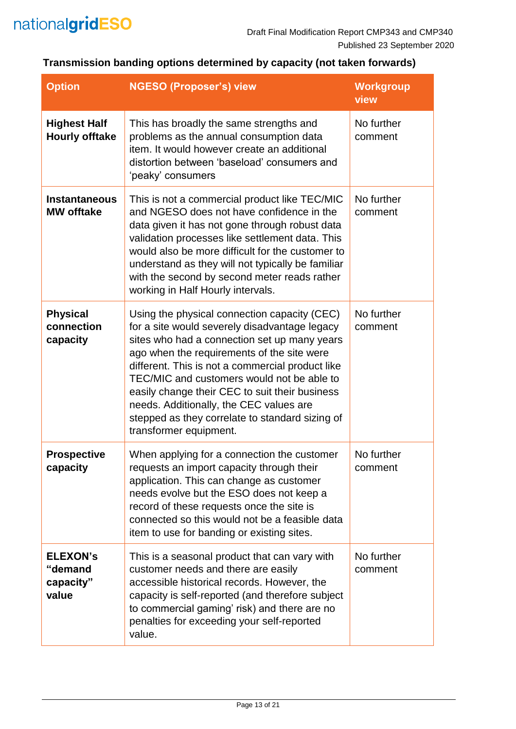**Transmission banding options determined by capacity (not taken forwards)**

| Option | NGESO (Proposer's) view | Workgroup view |
|---|---|---|
| **Highest Half Hourly offtake** | This has broadly the same strengths and problems as the annual consumption data item. It would however create an additional distortion between 'baseload' consumers and 'peaky' consumers | No further comment |
| **Instantaneous MW offtake** | This is not a commercial product like TEC/MIC and NGESO does not have confidence in the data given it has not gone through robust data validation processes like settlement data. This would also be more difficult for the customer to understand as they will not typically be familiar with the second by second meter reads rather working in Half Hourly intervals. | No further comment |
| **Physical connection capacity** | Using the physical connection capacity (CEC) for a site would severely disadvantage legacy sites who had a connection set up many years ago when the requirements of the site were different. This is not a commercial product like TEC/MIC and customers would not be able to easily change their CEC to suit their business needs. Additionally, the CEC values are stepped as they correlate to standard sizing of transformer equipment. | No further comment |
| **Prospective capacity** | When applying for a connection the customer requests an import capacity through their application. This can change as customer needs evolve but the ESO does not keep a record of these requests once the site is connected so this would not be a feasible data item to use for banding or existing sites. | No further comment |
| **ELEXON's "demand capacity" value** | This is a seasonal product that can vary with customer needs and there are easily accessible historical records. However, the capacity is self-reported (and therefore subject to commercial gaming' risk) and there are no penalties for exceeding your self-reported value. | No further comment |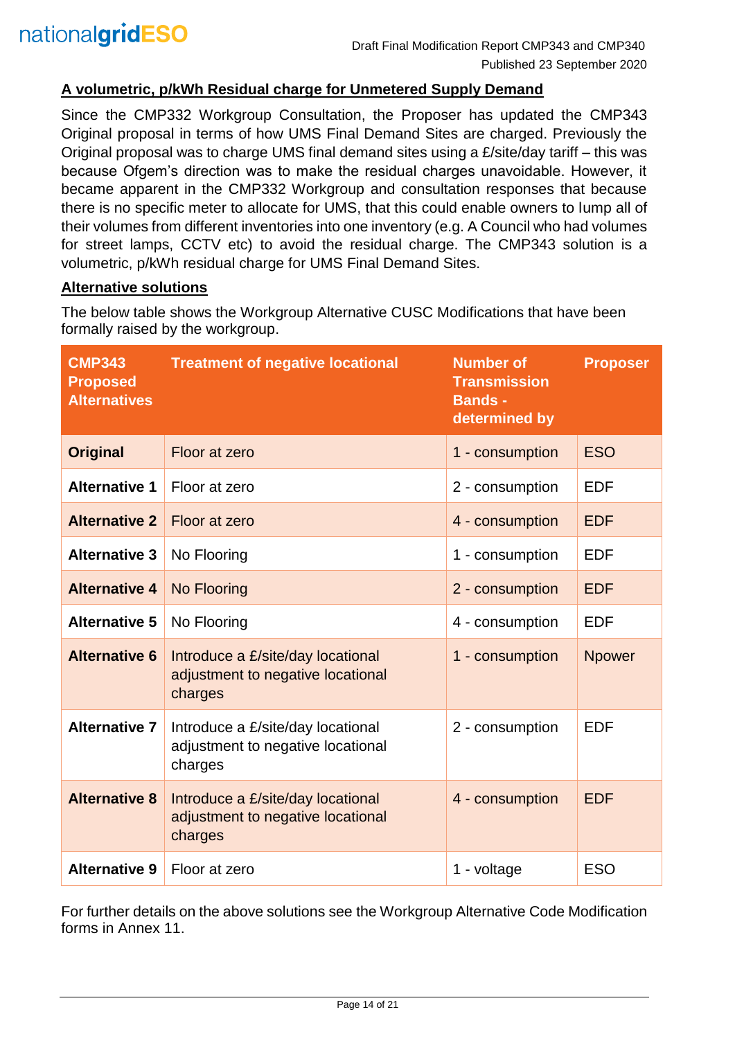## A volumetric, p/kWh Residual charge for Unmetered Supply Demand

Since the CMP332 Workgroup Consultation, the Proposer has updated the CMP343 Original proposal in terms of how UMS Final Demand Sites are charged. Previously the Original proposal was to charge UMS final demand sites using a £/site/day tariff – this was because Ofgem's direction was to make the residual charges unavoidable. However, it became apparent in the CMP332 Workgroup and consultation responses that because there is no specific meter to allocate for UMS, that this could enable owners to lump all of their volumes from different inventories into one inventory (e.g. A Council who had volumes for street lamps, CCTV etc) to avoid the residual charge. The CMP343 solution is a volumetric, p/kWh residual charge for UMS Final Demand Sites.

## Alternative solutions

The below table shows the Workgroup Alternative CUSC Modifications that have been formally raised by the workgroup.

| CMP343 Proposed Alternatives | Treatment of negative locational | Number of Transmission Bands - determined by | Proposer |
|---|---|---|---|
| **Original** | Floor at zero | 1 - consumption | ESO |
| **Alternative 1** | Floor at zero | 2 - consumption | EDF |
| **Alternative 2** | Floor at zero | 4 - consumption | EDF |
| **Alternative 3** | No Flooring | 1 - consumption | EDF |
| **Alternative 4** | No Flooring | 2 - consumption | EDF |
| **Alternative 5** | No Flooring | 4 - consumption | EDF |
| **Alternative 6** | Introduce a £/site/day locational adjustment to negative locational charges | 1 - consumption | Npower |
| **Alternative 7** | Introduce a £/site/day locational adjustment to negative locational charges | 2 - consumption | EDF |
| **Alternative 8** | Introduce a £/site/day locational adjustment to negative locational charges | 4 - consumption | EDF |
| **Alternative 9** | Floor at zero | 1 - voltage | ESO |

For further details on the above solutions see the Workgroup Alternative Code Modification forms in Annex 11.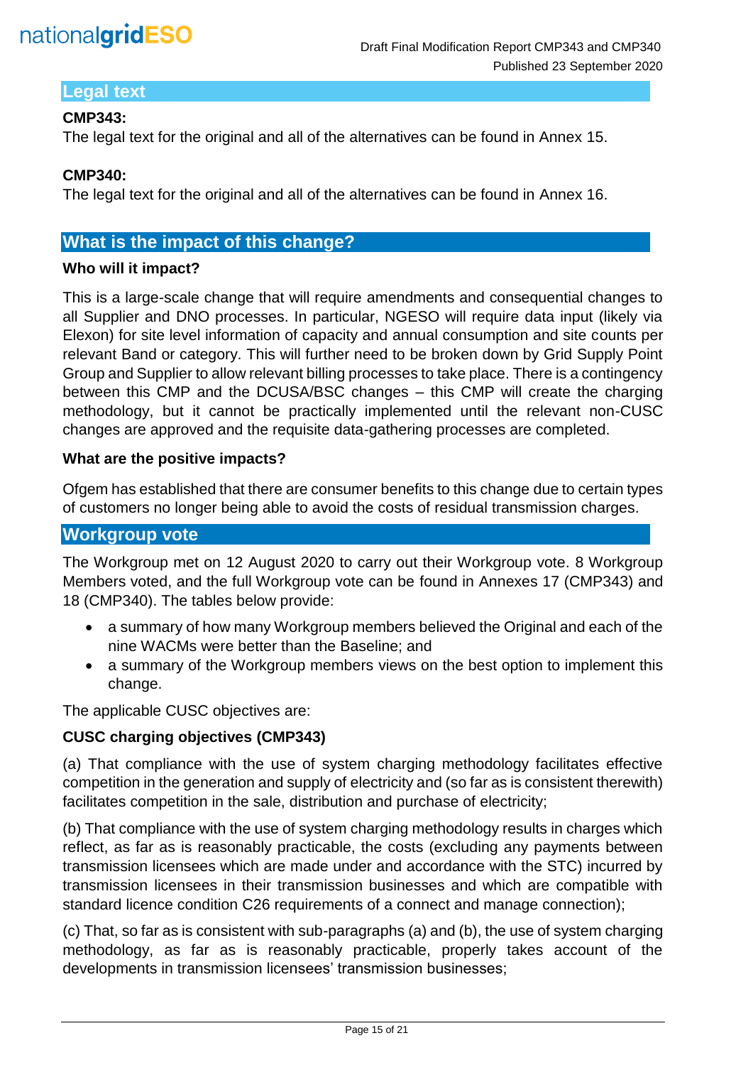## Legal text

**CMP343:**
The legal text for the original and all of the alternatives can be found in Annex 15.

**CMP340:**
The legal text for the original and all of the alternatives can be found in Annex 16.

## What is the impact of this change?

**Who will it impact?**

This is a large-scale change that will require amendments and consequential changes to all Supplier and DNO processes. In particular, NGESO will require data input (likely via Elexon) for site level information of capacity and annual consumption and site counts per relevant Band or category. This will further need to be broken down by Grid Supply Point Group and Supplier to allow relevant billing processes to take place. There is a contingency between this CMP and the DCUSA/BSC changes – this CMP will create the charging methodology, but it cannot be practically implemented until the relevant non-CUSC changes are approved and the requisite data-gathering processes are completed.

**What are the positive impacts?**

Ofgem has established that there are consumer benefits to this change due to certain types of customers no longer being able to avoid the costs of residual transmission charges.

## Workgroup vote

The Workgroup met on 12 August 2020 to carry out their Workgroup vote. 8 Workgroup Members voted, and the full Workgroup vote can be found in Annexes 17 (CMP343) and 18 (CMP340). The tables below provide:

- a summary of how many Workgroup members believed the Original and each of the nine WACMs were better than the Baseline; and
- a summary of the Workgroup members views on the best option to implement this change.

The applicable CUSC objectives are:

**CUSC charging objectives (CMP343)**

(a) That compliance with the use of system charging methodology facilitates effective competition in the generation and supply of electricity and (so far as is consistent therewith) facilitates competition in the sale, distribution and purchase of electricity;

(b) That compliance with the use of system charging methodology results in charges which reflect, as far as is reasonably practicable, the costs (excluding any payments between transmission licensees which are made under and accordance with the STC) incurred by transmission licensees in their transmission businesses and which are compatible with standard licence condition C26 requirements of a connect and manage connection);

(c) That, so far as is consistent with sub-paragraphs (a) and (b), the use of system charging methodology, as far as is reasonably practicable, properly takes account of the developments in transmission licensees' transmission businesses;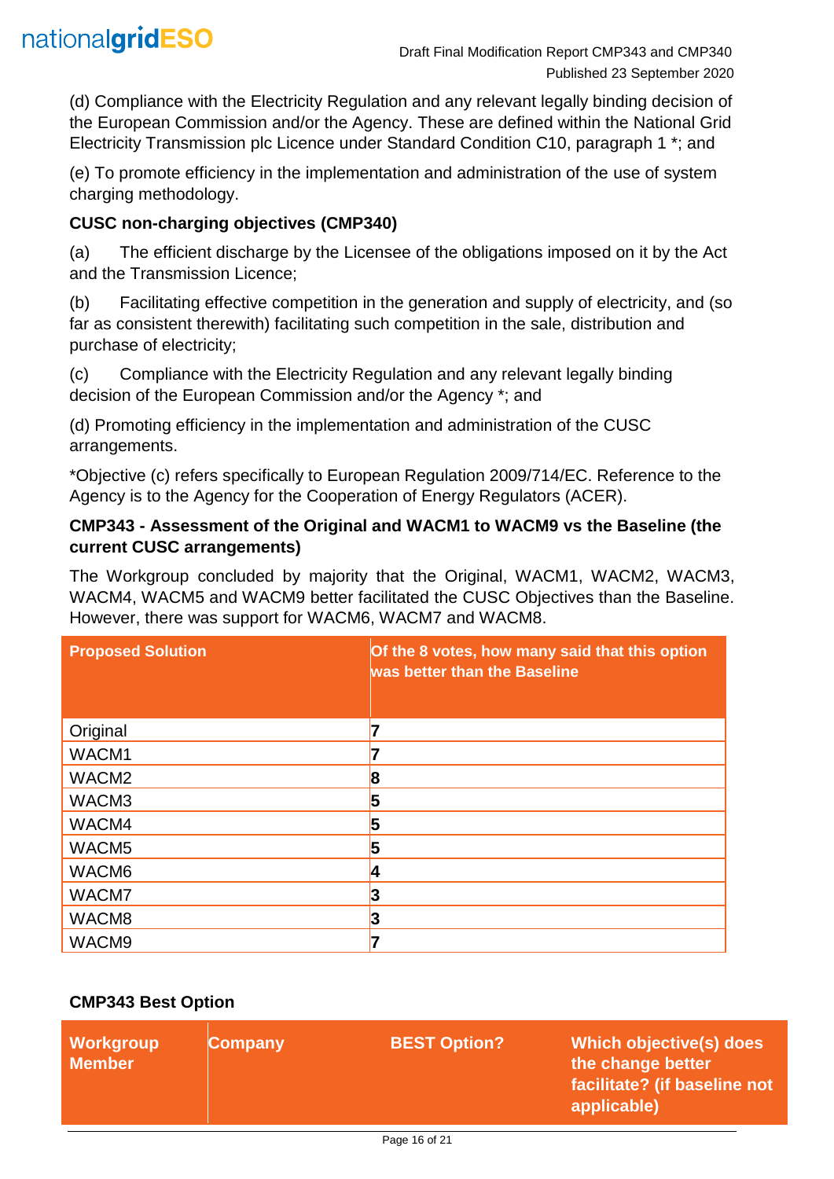(d) Compliance with the Electricity Regulation and any relevant legally binding decision of the European Commission and/or the Agency. These are defined within the National Grid Electricity Transmission plc Licence under Standard Condition C10, paragraph 1 *; and

(e) To promote efficiency in the implementation and administration of the use of system charging methodology.

**CUSC non-charging objectives (CMP340)**

(a) The efficient discharge by the Licensee of the obligations imposed on it by the Act and the Transmission Licence;

(b) Facilitating effective competition in the generation and supply of electricity, and (so far as consistent therewith) facilitating such competition in the sale, distribution and purchase of electricity;

(c) Compliance with the Electricity Regulation and any relevant legally binding decision of the European Commission and/or the Agency *; and

(d) Promoting efficiency in the implementation and administration of the CUSC arrangements.

*Objective (c) refers specifically to European Regulation 2009/714/EC. Reference to the Agency is to the Agency for the Cooperation of Energy Regulators (ACER).

**CMP343 - Assessment of the Original and WACM1 to WACM9 vs the Baseline (the current CUSC arrangements)**

The Workgroup concluded by majority that the Original, WACM1, WACM2, WACM3, WACM4, WACM5 and WACM9 better facilitated the CUSC Objectives than the Baseline. However, there was support for WACM6, WACM7 and WACM8.

| Proposed Solution | Of the 8 votes, how many said that this option was better than the Baseline |
|---|---|
| Original | **7** |
| WACM1 | **7** |
| WACM2 | **8** |
| WACM3 | **5** |
| WACM4 | **5** |
| WACM5 | **5** |
| WACM6 | **4** |
| WACM7 | **3** |
| WACM8 | **3** |
| WACM9 | **7** |

**CMP343 Best Option**

| Workgroup Member | Company | BEST Option? | Which objective(s) does the change better facilitate? (if baseline not applicable) |
|---|---|---|---|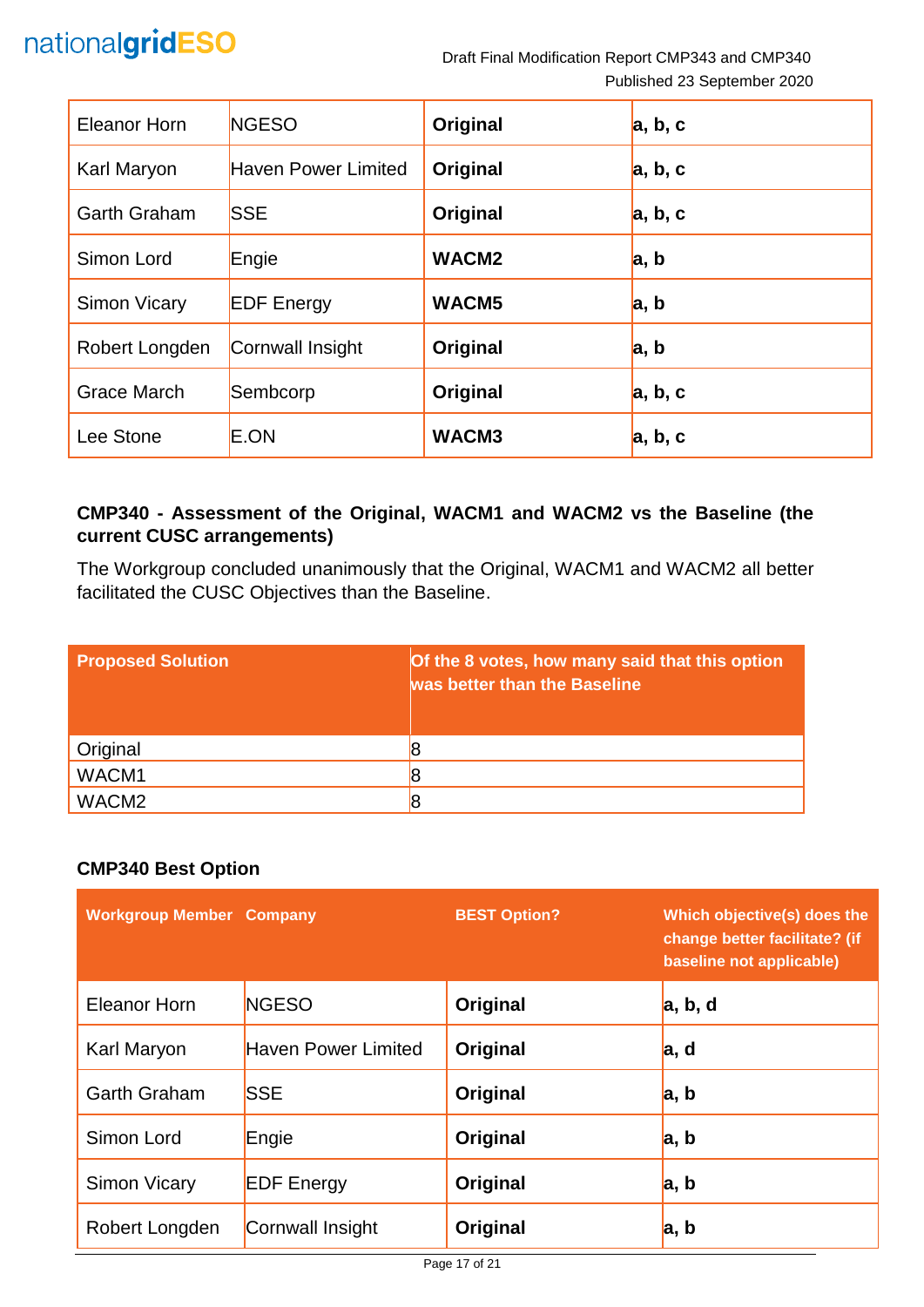| | | | |
|---|---|---|---|
| Eleanor Horn | NGESO | **Original** | **a, b, c** |
| Karl Maryon | Haven Power Limited | **Original** | **a, b, c** |
| Garth Graham | SSE | **Original** | **a, b, c** |
| Simon Lord | Engie | **WACM2** | **a, b** |
| Simon Vicary | EDF Energy | **WACM5** | **a, b** |
| Robert Longden | Cornwall Insight | **Original** | **a, b** |
| Grace March | Sembcorp | **Original** | **a, b, c** |
| Lee Stone | E.ON | **WACM3** | **a, b, c** |

**CMP340 - Assessment of the Original, WACM1 and WACM2 vs the Baseline (the current CUSC arrangements)**

The Workgroup concluded unanimously that the Original, WACM1 and WACM2 all better facilitated the CUSC Objectives than the Baseline.

| Proposed Solution | Of the 8 votes, how many said that this option was better than the Baseline |
|---|---|
| Original | 8 |
| WACM1 | 8 |
| WACM2 | 8 |

**CMP340 Best Option**

| Workgroup Member | Company | BEST Option? | Which objective(s) does the change better facilitate? (if baseline not applicable) |
|---|---|---|---|
| Eleanor Horn | NGESO | **Original** | **a, b, d** |
| Karl Maryon | Haven Power Limited | **Original** | **a, d** |
| Garth Graham | SSE | **Original** | **a, b** |
| Simon Lord | Engie | **Original** | **a, b** |
| Simon Vicary | EDF Energy | **Original** | **a, b** |
| Robert Longden | Cornwall Insight | **Original** | **a, b** |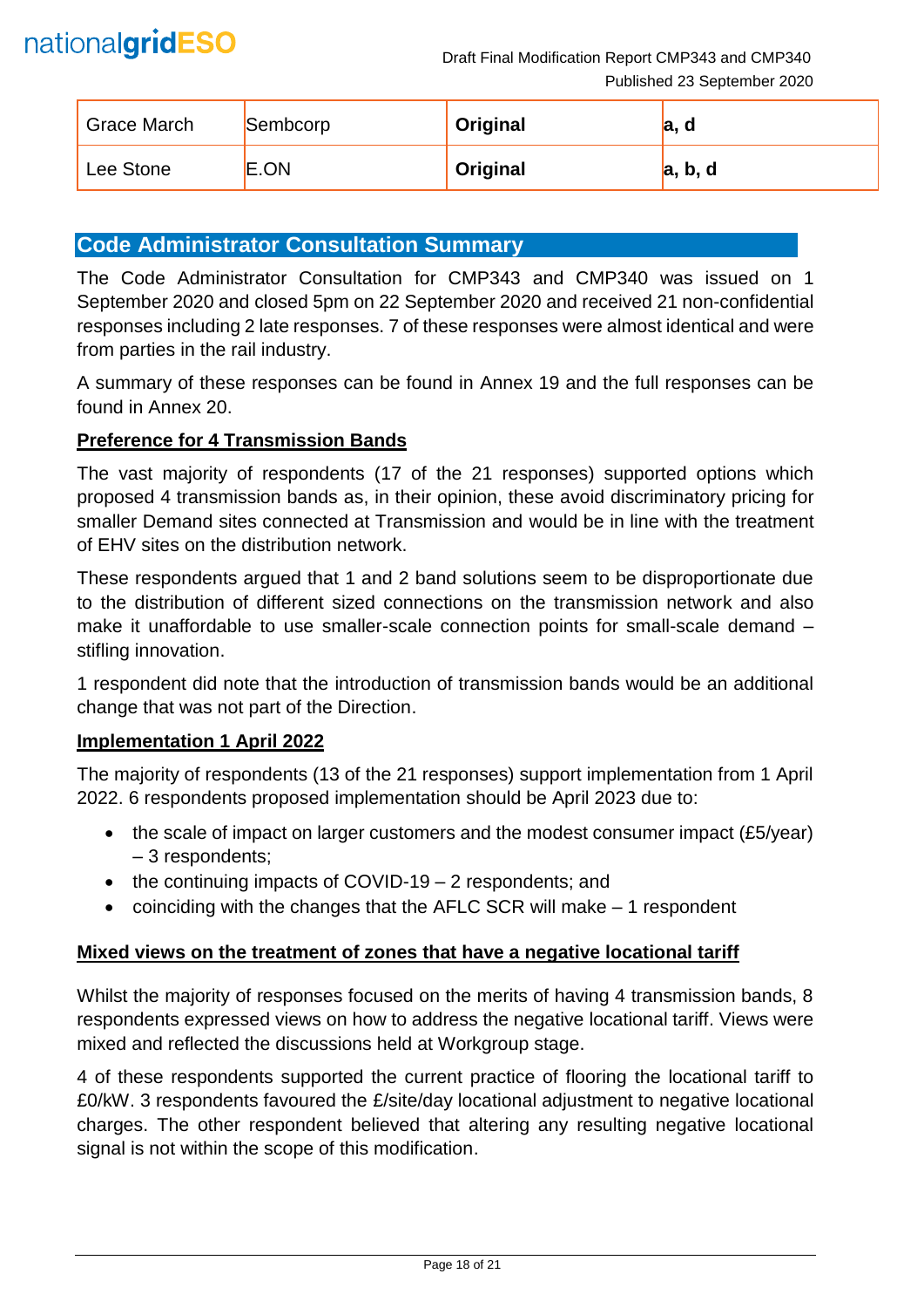| Grace March | Sembcorp | **Original** | **a, d** |
|---|---|---|---|
| Lee Stone | E.ON | **Original** | **a, b, d** |

## Code Administrator Consultation Summary

The Code Administrator Consultation for CMP343 and CMP340 was issued on 1 September 2020 and closed 5pm on 22 September 2020 and received 21 non-confidential responses including 2 late responses. 7 of these responses were almost identical and were from parties in the rail industry.

A summary of these responses can be found in Annex 19 and the full responses can be found in Annex 20.

**Preference for 4 Transmission Bands**

The vast majority of respondents (17 of the 21 responses) supported options which proposed 4 transmission bands as, in their opinion, these avoid discriminatory pricing for smaller Demand sites connected at Transmission and would be in line with the treatment of EHV sites on the distribution network.

These respondents argued that 1 and 2 band solutions seem to be disproportionate due to the distribution of different sized connections on the transmission network and also make it unaffordable to use smaller-scale connection points for small-scale demand – stifling innovation.

1 respondent did note that the introduction of transmission bands would be an additional change that was not part of the Direction.

**Implementation 1 April 2022**

The majority of respondents (13 of the 21 responses) support implementation from 1 April 2022. 6 respondents proposed implementation should be April 2023 due to:

- the scale of impact on larger customers and the modest consumer impact (£5/year) – 3 respondents;
- the continuing impacts of COVID-19 – 2 respondents; and
- coinciding with the changes that the AFLC SCR will make – 1 respondent

**Mixed views on the treatment of zones that have a negative locational tariff**

Whilst the majority of responses focused on the merits of having 4 transmission bands, 8 respondents expressed views on how to address the negative locational tariff. Views were mixed and reflected the discussions held at Workgroup stage.

4 of these respondents supported the current practice of flooring the locational tariff to £0/kW. 3 respondents favoured the £/site/day locational adjustment to negative locational charges. The other respondent believed that altering any resulting negative locational signal is not within the scope of this modification.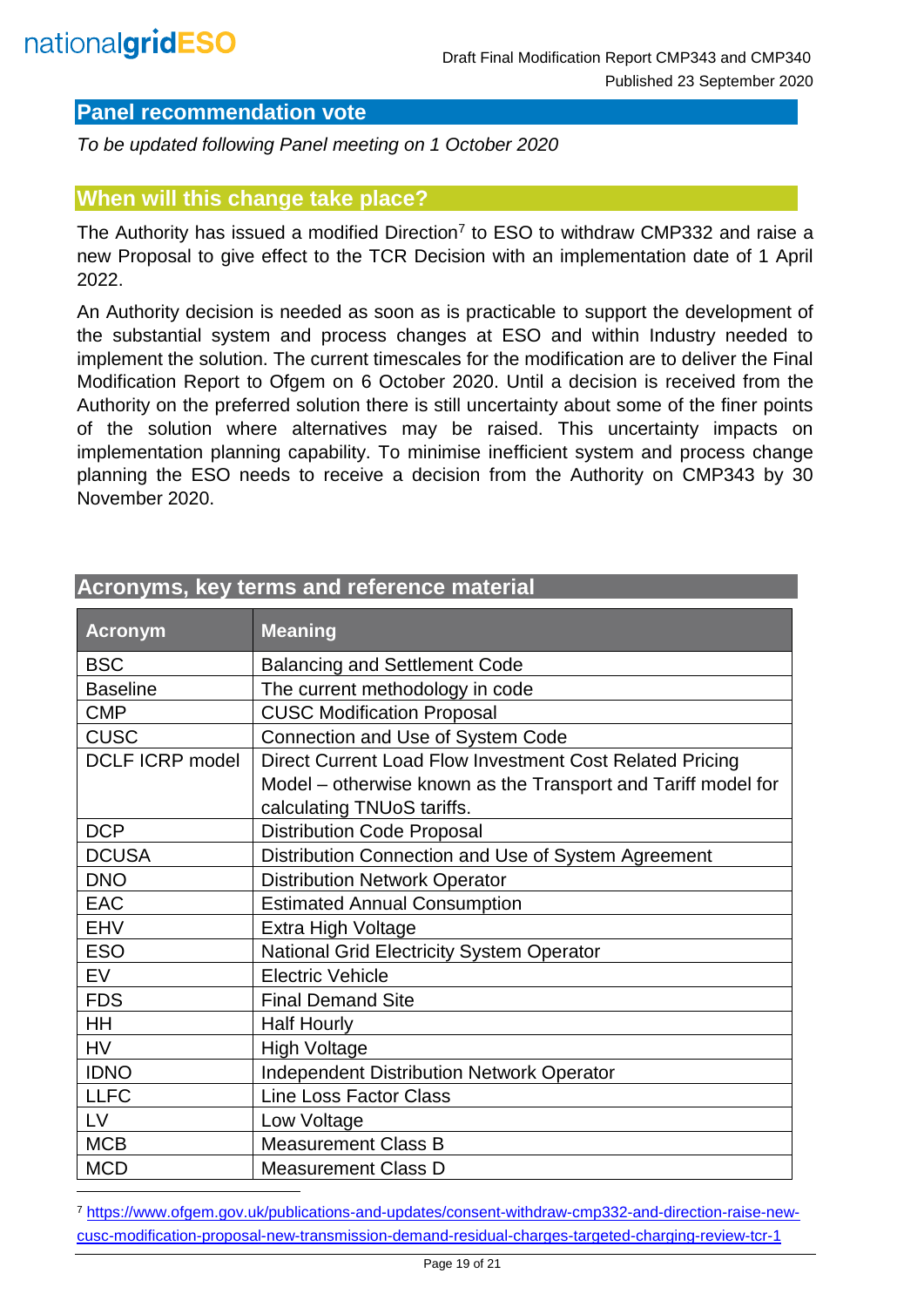## Panel recommendation vote

*To be updated following Panel meeting on 1 October 2020*

## When will this change take place?

The Authority has issued a modified Direction[7] to ESO to withdraw CMP332 and raise a new Proposal to give effect to the TCR Decision with an implementation date of 1 April 2022.

An Authority decision is needed as soon as is practicable to support the development of the substantial system and process changes at ESO and within Industry needed to implement the solution. The current timescales for the modification are to deliver the Final Modification Report to Ofgem on 6 October 2020. Until a decision is received from the Authority on the preferred solution there is still uncertainty about some of the finer points of the solution where alternatives may be raised. This uncertainty impacts on implementation planning capability. To minimise inefficient system and process change planning the ESO needs to receive a decision from the Authority on CMP343 by 30 November 2020.

## Acronyms, key terms and reference material

| Acronym | Meaning |
|---|---|
| BSC | Balancing and Settlement Code |
| Baseline | The current methodology in code |
| CMP | CUSC Modification Proposal |
| CUSC | Connection and Use of System Code |
| DCLF ICRP model | Direct Current Load Flow Investment Cost Related Pricing Model – otherwise known as the Transport and Tariff model for calculating TNUoS tariffs. |
| DCP | Distribution Code Proposal |
| DCUSA | Distribution Connection and Use of System Agreement |
| DNO | Distribution Network Operator |
| EAC | Estimated Annual Consumption |
| EHV | Extra High Voltage |
| ESO | National Grid Electricity System Operator |
| EV | Electric Vehicle |
| FDS | Final Demand Site |
| HH | Half Hourly |
| HV | High Voltage |
| IDNO | Independent Distribution Network Operator |
| LLFC | Line Loss Factor Class |
| LV | Low Voltage |
| MCB | Measurement Class B |
| MCD | Measurement Class D |

[7] https://www.ofgem.gov.uk/publications-and-updates/consent-withdraw-cmp332-and-direction-raise-new-cusc-modification-proposal-new-transmission-demand-residual-charges-targeted-charging-review-tcr-1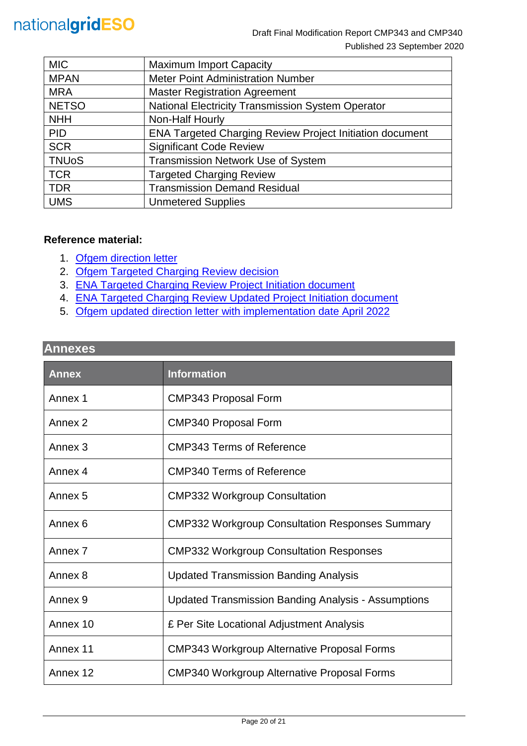| MIC | Maximum Import Capacity |
|---|---|
| MPAN | Meter Point Administration Number |
| MRA | Master Registration Agreement |
| NETSO | National Electricity Transmission System Operator |
| NHH | Non-Half Hourly |
| PID | ENA Targeted Charging Review Project Initiation document |
| SCR | Significant Code Review |
| TNUoS | Transmission Network Use of System |
| TCR | Targeted Charging Review |
| TDR | Transmission Demand Residual |
| UMS | Unmetered Supplies |

**Reference material:**

1. Ofgem direction letter
2. Ofgem Targeted Charging Review decision
3. ENA Targeted Charging Review Project Initiation document
4. ENA Targeted Charging Review Updated Project Initiation document
5. Ofgem updated direction letter with implementation date April 2022

## Annexes

| Annex | Information |
|---|---|
| Annex 1 | CMP343 Proposal Form |
| Annex 2 | CMP340 Proposal Form |
| Annex 3 | CMP343 Terms of Reference |
| Annex 4 | CMP340 Terms of Reference |
| Annex 5 | CMP332 Workgroup Consultation |
| Annex 6 | CMP332 Workgroup Consultation Responses Summary |
| Annex 7 | CMP332 Workgroup Consultation Responses |
| Annex 8 | Updated Transmission Banding Analysis |
| Annex 9 | Updated Transmission Banding Analysis - Assumptions |
| Annex 10 | £ Per Site Locational Adjustment Analysis |
| Annex 11 | CMP343 Workgroup Alternative Proposal Forms |
| Annex 12 | CMP340 Workgroup Alternative Proposal Forms |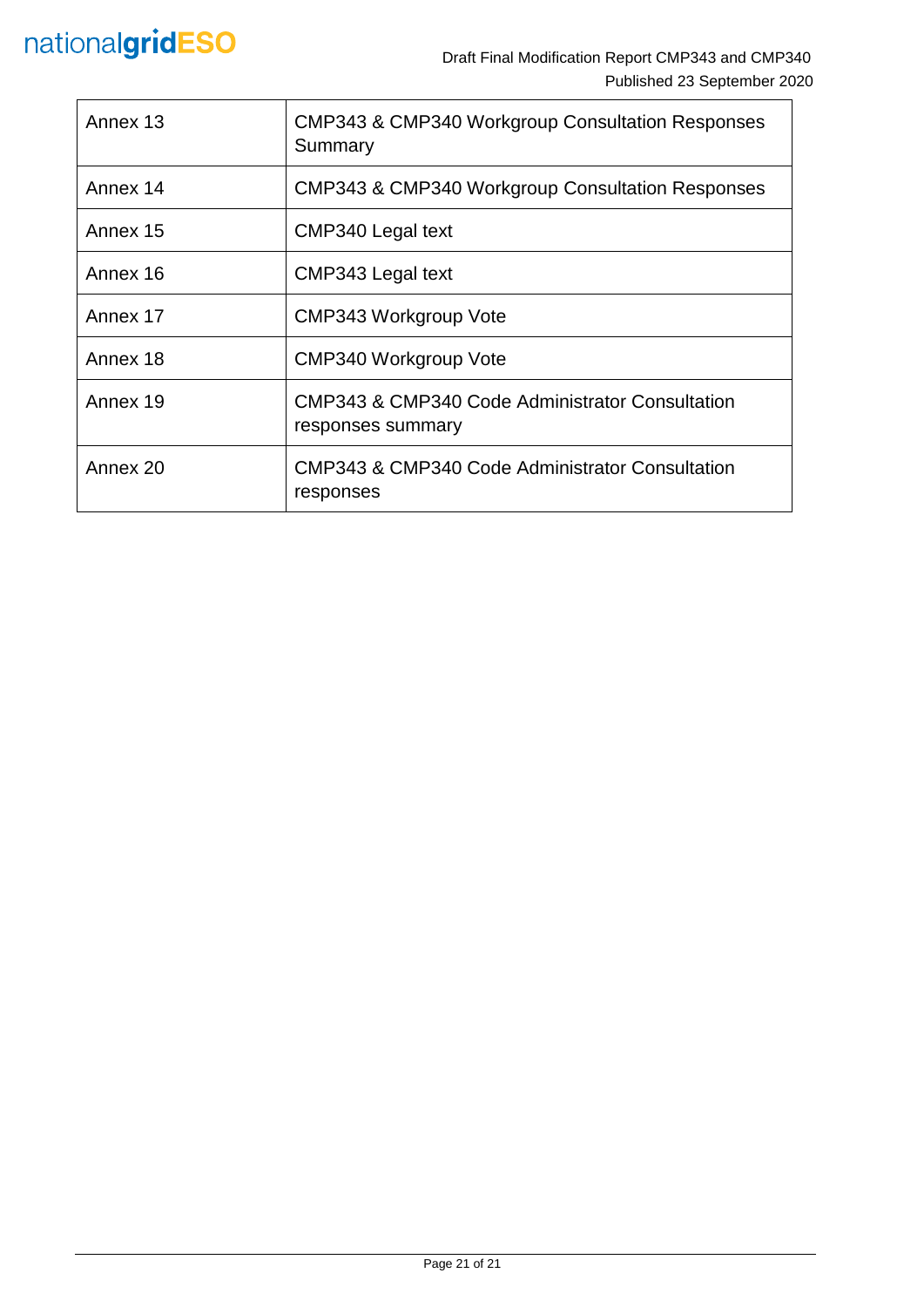| | |
|---|---|
| Annex 13 | CMP343 & CMP340 Workgroup Consultation Responses Summary |
| Annex 14 | CMP343 & CMP340 Workgroup Consultation Responses |
| Annex 15 | CMP340 Legal text |
| Annex 16 | CMP343 Legal text |
| Annex 17 | CMP343 Workgroup Vote |
| Annex 18 | CMP340 Workgroup Vote |
| Annex 19 | CMP343 & CMP340 Code Administrator Consultation responses summary |
| Annex 20 | CMP343 & CMP340 Code Administrator Consultation responses |